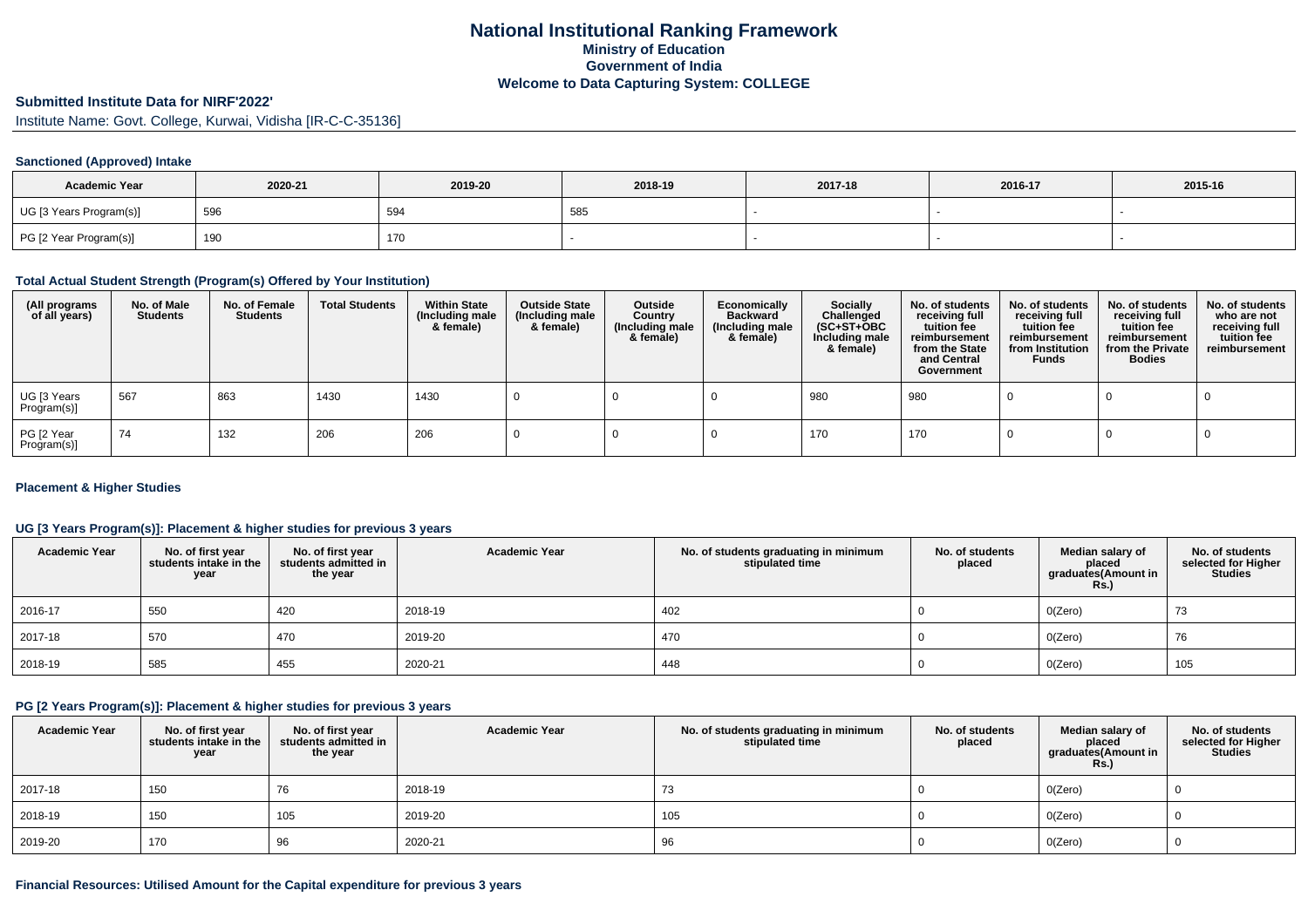# National Institutional Ranking Framework
## Ministry of Education
## Government of India
## Welcome to Data Capturing System: COLLEGE

**Submitted Institute Data for NIRF'2022'**

Institute Name: Govt. College, Kurwai, Vidisha [IR-C-C-35136]

### Sanctioned (Approved) Intake

| Academic Year | 2020-21 | 2019-20 | 2018-19 | 2017-18 | 2016-17 | 2015-16 |
|---|---|---|---|---|---|---|
| UG [3 Years Program(s)] | 596 | 594 | 585 | - | - | - |
| PG [2 Year Program(s)] | 190 | 170 | - | - | - | - |

### Total Actual Student Strength (Program(s) Offered by Your Institution)

| (All programs of all years) | No. of Male Students | No. of Female Students | Total Students | Within State (Including male & female) | Outside State (Including male & female) | Outside Country (Including male & female) | Economically Backward (Including male & female) | Socially Challenged (SC+ST+OBC Including male & female) | No. of students receiving full tuition fee reimbursement from the State and Central Government | No. of students receiving full tuition fee reimbursement from Institution Funds | No. of students receiving full tuition fee reimbursement from the Private Bodies | No. of students who are not receiving full tuition fee reimbursement |
|---|---|---|---|---|---|---|---|---|---|---|---|---|
| UG [3 Years Program(s)] | 567 | 863 | 1430 | 1430 | 0 | 0 | 0 | 980 | 980 | 0 | 0 | 0 |
| PG [2 Year Program(s)] | 74 | 132 | 206 | 206 | 0 | 0 | 0 | 170 | 170 | 0 | 0 | 0 |

### Placement & Higher Studies

### UG [3 Years Program(s)]: Placement & higher studies for previous 3 years

| Academic Year | No. of first year students intake in the year | No. of first year students admitted in the year | Academic Year | No. of students graduating in minimum stipulated time | No. of students placed | Median salary of placed graduates(Amount in Rs.) | No. of students selected for Higher Studies |
|---|---|---|---|---|---|---|---|
| 2016-17 | 550 | 420 | 2018-19 | 402 | 0 | 0(Zero) | 73 |
| 2017-18 | 570 | 470 | 2019-20 | 470 | 0 | 0(Zero) | 76 |
| 2018-19 | 585 | 455 | 2020-21 | 448 | 0 | 0(Zero) | 105 |

### PG [2 Years Program(s)]: Placement & higher studies for previous 3 years

| Academic Year | No. of first year students intake in the year | No. of first year students admitted in the year | Academic Year | No. of students graduating in minimum stipulated time | No. of students placed | Median salary of placed graduates(Amount in Rs.) | No. of students selected for Higher Studies |
|---|---|---|---|---|---|---|---|
| 2017-18 | 150 | 76 | 2018-19 | 73 | 0 | 0(Zero) | 0 |
| 2018-19 | 150 | 105 | 2019-20 | 105 | 0 | 0(Zero) | 0 |
| 2019-20 | 170 | 96 | 2020-21 | 96 | 0 | 0(Zero) | 0 |

### Financial Resources: Utilised Amount for the Capital expenditure for previous 3 years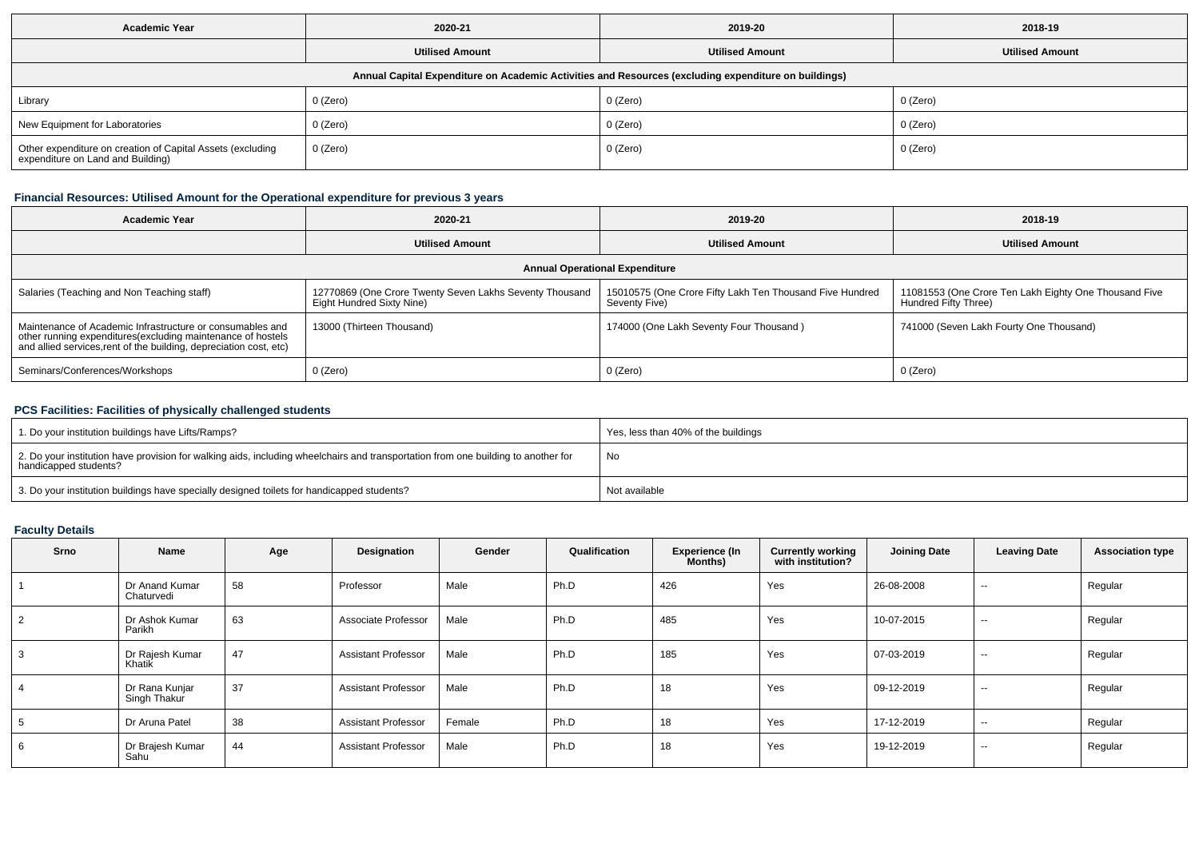| Academic Year | 2020-21 | 2019-20 | 2018-19 |
|---|---|---|---|
| | Utilised Amount | Utilised Amount | Utilised Amount |
| Annual Capital Expenditure on Academic Activities and Resources (excluding expenditure on buildings) | | | |
| Library | 0 (Zero) | 0 (Zero) | 0 (Zero) |
| New Equipment for Laboratories | 0 (Zero) | 0 (Zero) | 0 (Zero) |
| Other expenditure on creation of Capital Assets (excluding expenditure on Land and Building) | 0 (Zero) | 0 (Zero) | 0 (Zero) |

### Financial Resources: Utilised Amount for the Operational expenditure for previous 3 years

| Academic Year | 2020-21 | 2019-20 | 2018-19 |
|---|---|---|---|
| | Utilised Amount | Utilised Amount | Utilised Amount |
| Annual Operational Expenditure | | | |
| Salaries (Teaching and Non Teaching staff) | 12770869 (One Crore Twenty Seven Lakhs Seventy Thousand Eight Hundred Sixty Nine) | 15010575 (One Crore Fifty Lakh Ten Thousand Five Hundred Seventy Five) | 11081553 (One Crore Ten Lakh Eighty One Thousand Five Hundred Fifty Three) |
| Maintenance of Academic Infrastructure or consumables and other running expenditures(excluding maintenance of hostels and allied services,rent of the building, depreciation cost, etc) | 13000 (Thirteen Thousand) | 174000 (One Lakh Seventy Four Thousand ) | 741000 (Seven Lakh Fourty One Thousand) |
| Seminars/Conferences/Workshops | 0 (Zero) | 0 (Zero) | 0 (Zero) |

### PCS Facilities: Facilities of physically challenged students

| | |
|---|---|
| 1. Do your institution buildings have Lifts/Ramps? | Yes, less than 40% of the buildings |
| 2. Do your institution have provision for walking aids, including wheelchairs and transportation from one building to another for handicapped students? | No |
| 3. Do your institution buildings have specially designed toilets for handicapped students? | Not available |

### Faculty Details

| Srno | Name | Age | Designation | Gender | Qualification | Experience (In Months) | Currently working with institution? | Joining Date | Leaving Date | Association type |
|---|---|---|---|---|---|---|---|---|---|---|
| 1 | Dr Anand Kumar Chaturvedi | 58 | Professor | Male | Ph.D | 426 | Yes | 26-08-2008 | -- | Regular |
| 2 | Dr Ashok Kumar Parikh | 63 | Associate Professor | Male | Ph.D | 485 | Yes | 10-07-2015 | -- | Regular |
| 3 | Dr Rajesh Kumar Khatik | 47 | Assistant Professor | Male | Ph.D | 185 | Yes | 07-03-2019 | -- | Regular |
| 4 | Dr Rana Kunjar Singh Thakur | 37 | Assistant Professor | Male | Ph.D | 18 | Yes | 09-12-2019 | -- | Regular |
| 5 | Dr Aruna Patel | 38 | Assistant Professor | Female | Ph.D | 18 | Yes | 17-12-2019 | -- | Regular |
| 6 | Dr Brajesh Kumar Sahu | 44 | Assistant Professor | Male | Ph.D | 18 | Yes | 19-12-2019 | -- | Regular |